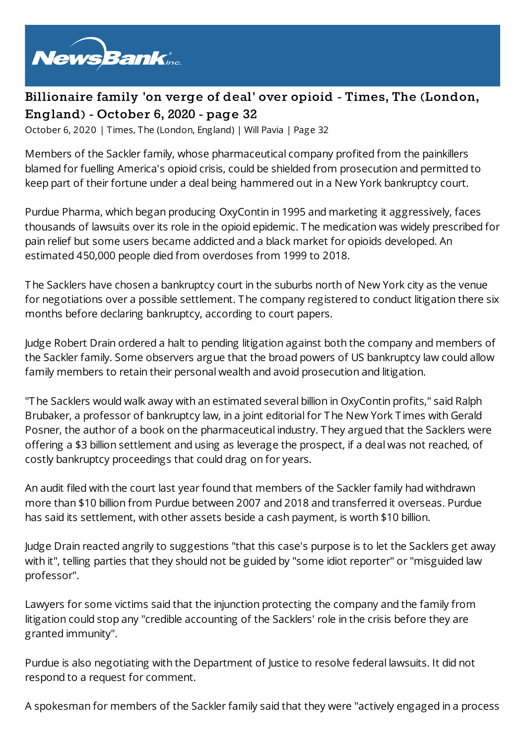# Billionaire family 'on verge of deal' over opioid - Times, The (London, England) - October 6, 2020 - page 32

October 6, 2020 | Times, The (London, England) | Will Pavia | Page 32

Members of the Sackler family, whose pharmaceutical company profited from the painkillers blamed for fuelling America's opioid crisis, could be shielded from prosecution and permitted to keep part of their fortune under a deal being hammered out in a New York bankruptcy court.

Purdue Pharma, which began producing OxyContin in 1995 and marketing it aggressively, faces thousands of lawsuits over its role in the opioid epidemic. The medication was widely prescribed for pain relief but some users became addicted and a black market for opioids developed. An estimated 450,000 people died from overdoses from 1999 to 2018.

The Sacklers have chosen a bankruptcy court in the suburbs north of New York city as the venue for negotiations over a possible settlement. The company registered to conduct litigation there six months before declaring bankruptcy, according to court papers.

Judge Robert Drain ordered a halt to pending litigation against both the company and members of the Sackler family. Some observers argue that the broad powers of US bankruptcy law could allow family members to retain their personal wealth and avoid prosecution and litigation.

"The Sacklers would walk away with an estimated several billion in OxyContin profits," said Ralph Brubaker, a professor of bankruptcy law, in a joint editorial for The New York Times with Gerald Posner, the author of a book on the pharmaceutical industry. They argued that the Sacklers were offering a $3 billion settlement and using as leverage the prospect, if a deal was not reached, of costly bankruptcy proceedings that could drag on for years.

An audit filed with the court last year found that members of the Sackler family had withdrawn more than $10 billion from Purdue between 2007 and 2018 and transferred it overseas. Purdue has said its settlement, with other assets beside a cash payment, is worth $10 billion.

Judge Drain reacted angrily to suggestions "that this case's purpose is to let the Sacklers get away with it", telling parties that they should not be guided by "some idiot reporter" or "misguided law professor".

Lawyers for some victims said that the injunction protecting the company and the family from litigation could stop any "credible accounting of the Sacklers' role in the crisis before they are granted immunity".

Purdue is also negotiating with the Department of Justice to resolve federal lawsuits. It did not respond to a request for comment.

A spokesman for members of the Sackler family said that they were "actively engaged in a process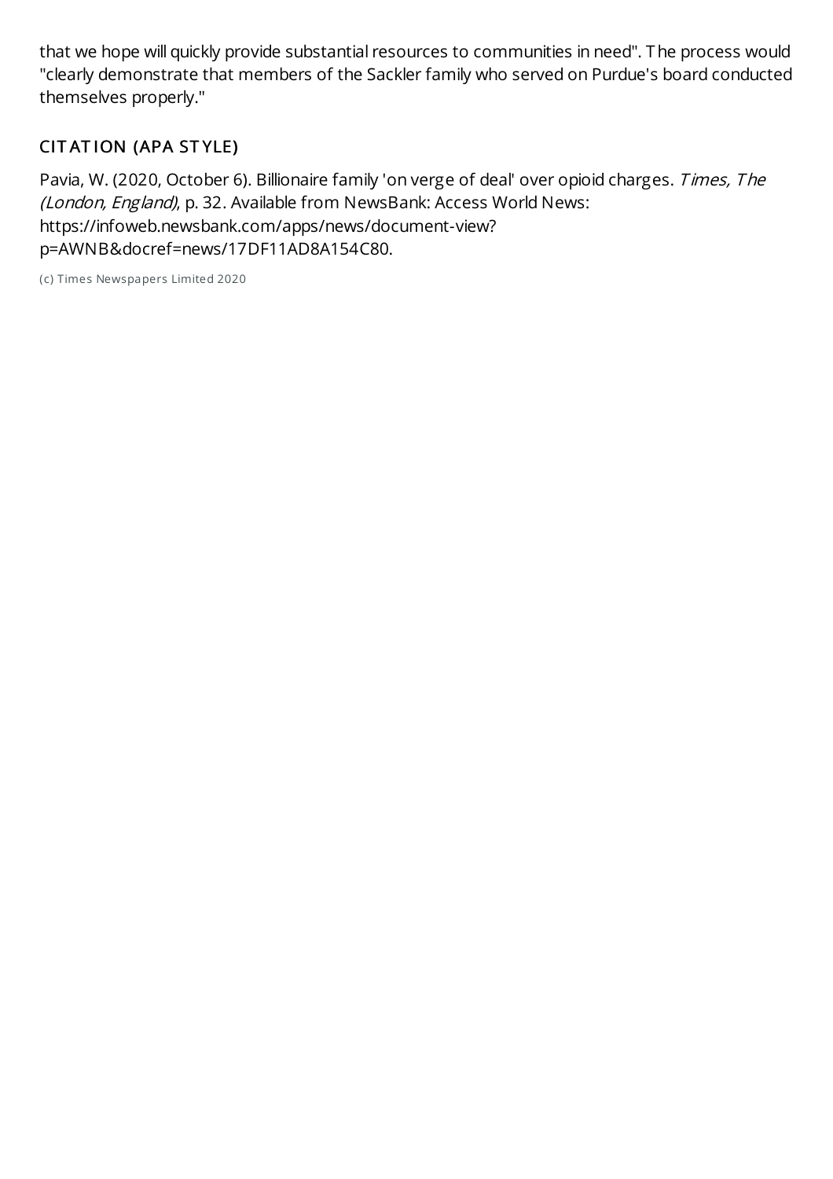that we hope will quickly provide substantial resources to communities in need". The process would "clearly demonstrate that members of the Sackler family who served on Purdue's board conducted themselves properly."

## CITATION (APA STYLE)

Pavia, W. (2020, October 6). Billionaire family 'on verge of deal' over opioid charges. *Times, The (London, England)*, p. 32. Available from NewsBank: Access World News: https://infoweb.newsbank.com/apps/news/document-view?p=AWNB&docref=news/17DF11AD8A154C80.

(c) Times Newspapers Limited 2020